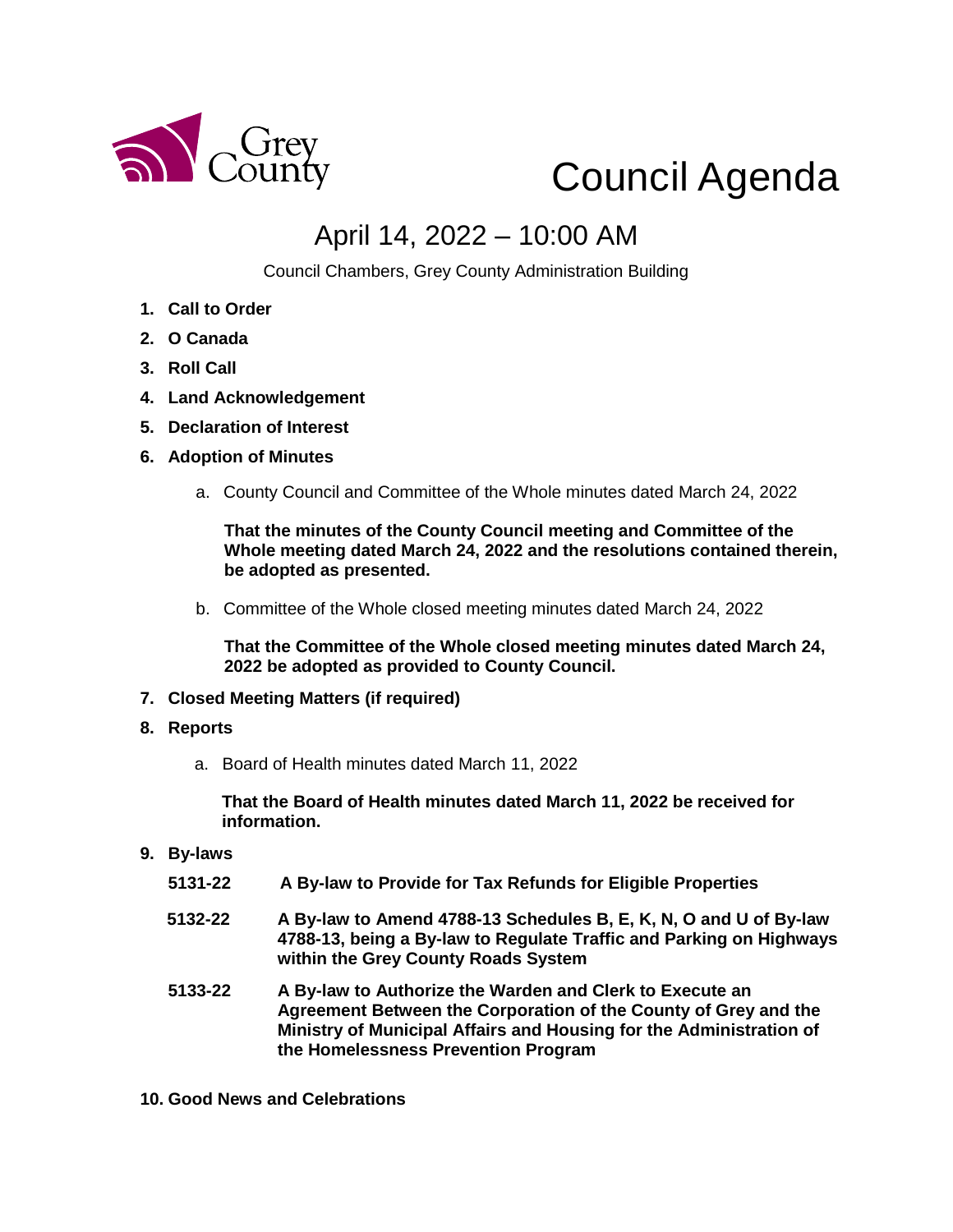Grey County

# Council Agenda

## April 14, 2022 – 10:00 AM

Council Chambers, Grey County Administration Building

1. **Call to Order**
2. **O Canada**
3. **Roll Call**
4. **Land Acknowledgement**
5. **Declaration of Interest**
6. **Adoption of Minutes**

   a. County Council and Committee of the Whole minutes dated March 24, 2022

   **That the minutes of the County Council meeting and Committee of the Whole meeting dated March 24, 2022 and the resolutions contained therein, be adopted as presented.**

   b. Committee of the Whole closed meeting minutes dated March 24, 2022

   **That the Committee of the Whole closed meeting minutes dated March 24, 2022 be adopted as provided to County Council.**

7. **Closed Meeting Matters (if required)**
8. **Reports**

   a. Board of Health minutes dated March 11, 2022

   **That the Board of Health minutes dated March 11, 2022 be received for information.**

9. **By-laws**

   **5131-22** **A By-law to Provide for Tax Refunds for Eligible Properties**

   **5132-22** **A By-law to Amend 4788-13 Schedules B, E, K, N, O and U of By-law 4788-13, being a By-law to Regulate Traffic and Parking on Highways within the Grey County Roads System**

   **5133-22** **A By-law to Authorize the Warden and Clerk to Execute an Agreement Between the Corporation of the County of Grey and the Ministry of Municipal Affairs and Housing for the Administration of the Homelessness Prevention Program**

10. **Good News and Celebrations**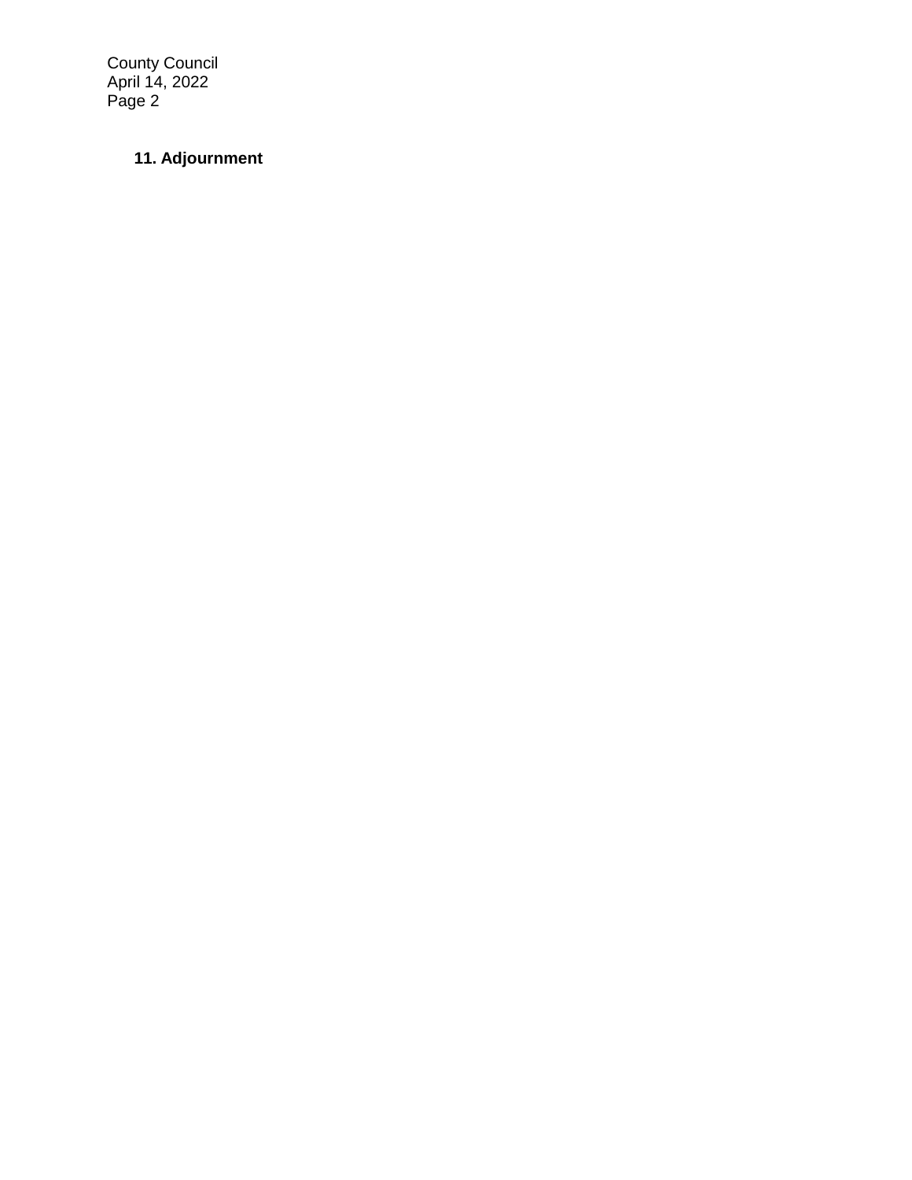**11. Adjournment**